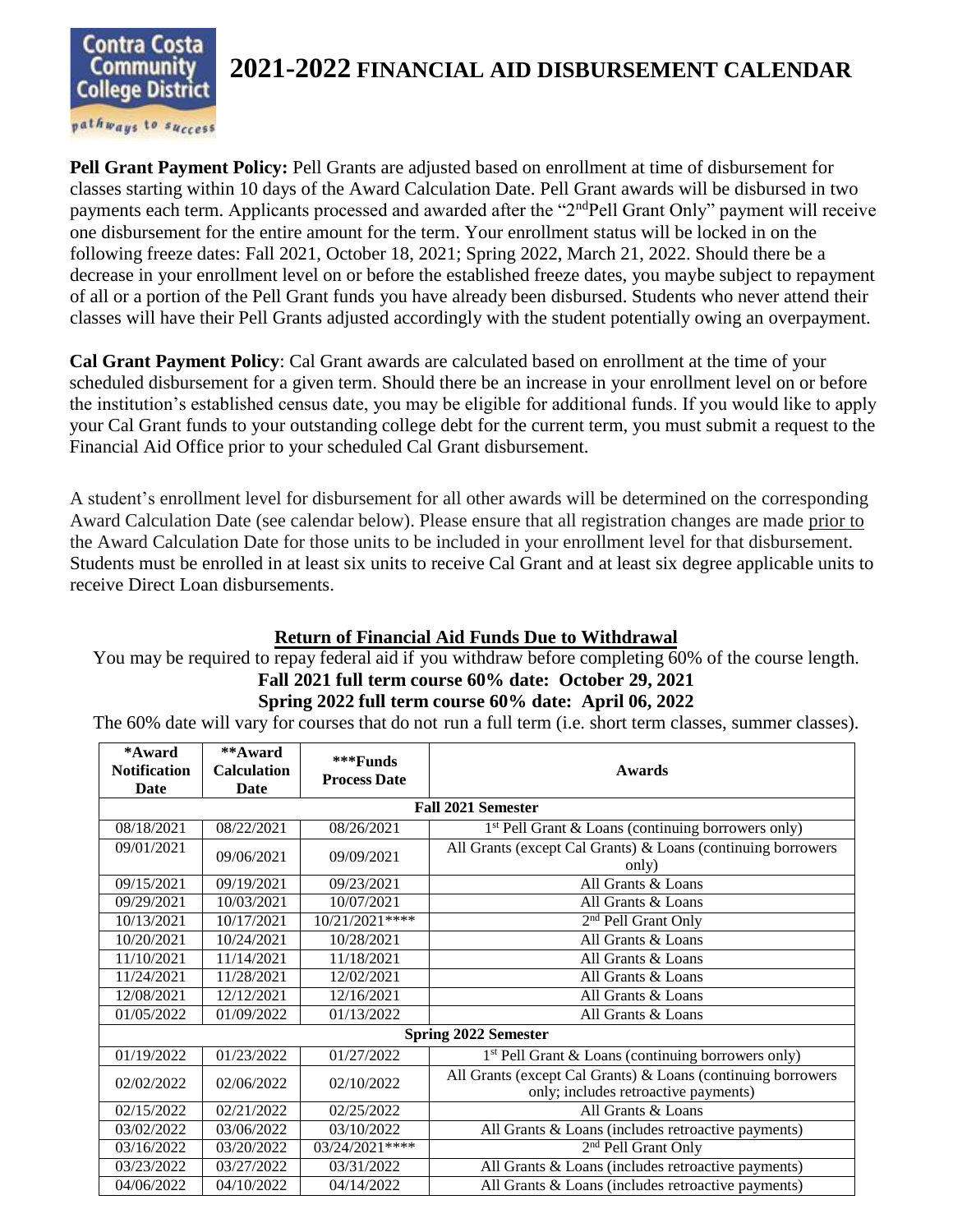Contra Costa Community College District

pathways to success

# 2021-2022 FINANCIAL AID DISBURSEMENT CALENDAR

**Pell Grant Payment Policy:** Pell Grants are adjusted based on enrollment at time of disbursement for classes starting within 10 days of the Award Calculation Date. Pell Grant awards will be disbursed in two payments each term. Applicants processed and awarded after the "2nd Pell Grant Only" payment will receive one disbursement for the entire amount for the term. Your enrollment status will be locked in on the following freeze dates: Fall 2021, October 18, 2021; Spring 2022, March 21, 2022. Should there be a decrease in your enrollment level on or before the established freeze dates, you maybe subject to repayment of all or a portion of the Pell Grant funds you have already been disbursed. Students who never attend their classes will have their Pell Grants adjusted accordingly with the student potentially owing an overpayment.

**Cal Grant Payment Policy**: Cal Grant awards are calculated based on enrollment at the time of your scheduled disbursement for a given term. Should there be an increase in your enrollment level on or before the institution's established census date, you may be eligible for additional funds. If you would like to apply your Cal Grant funds to your outstanding college debt for the current term, you must submit a request to the Financial Aid Office prior to your scheduled Cal Grant disbursement.

A student's enrollment level for disbursement for all other awards will be determined on the corresponding Award Calculation Date (see calendar below). Please ensure that all registration changes are made prior to the Award Calculation Date for those units to be included in your enrollment level for that disbursement. Students must be enrolled in at least six units to receive Cal Grant and at least six degree applicable units to receive Direct Loan disbursements.

## Return of Financial Aid Funds Due to Withdrawal

You may be required to repay federal aid if you withdraw before completing 60% of the course length.

**Fall 2021 full term course 60% date: October 29, 2021**

**Spring 2022 full term course 60% date: April 06, 2022**

The 60% date will vary for courses that do not run a full term (i.e. short term classes, summer classes).

| *Award Notification Date | **Award Calculation Date | ***Funds Process Date | Awards |
|---|---|---|---|
| **Fall 2021 Semester** | | | |
| 08/18/2021 | 08/22/2021 | 08/26/2021 | 1st Pell Grant & Loans (continuing borrowers only) |
| 09/01/2021 | 09/06/2021 | 09/09/2021 | All Grants (except Cal Grants) & Loans (continuing borrowers only) |
| 09/15/2021 | 09/19/2021 | 09/23/2021 | All Grants & Loans |
| 09/29/2021 | 10/03/2021 | 10/07/2021 | All Grants & Loans |
| 10/13/2021 | 10/17/2021 | 10/21/2021**** | 2nd Pell Grant Only |
| 10/20/2021 | 10/24/2021 | 10/28/2021 | All Grants & Loans |
| 11/10/2021 | 11/14/2021 | 11/18/2021 | All Grants & Loans |
| 11/24/2021 | 11/28/2021 | 12/02/2021 | All Grants & Loans |
| 12/08/2021 | 12/12/2021 | 12/16/2021 | All Grants & Loans |
| 01/05/2022 | 01/09/2022 | 01/13/2022 | All Grants & Loans |
| **Spring 2022 Semester** | | | |
| 01/19/2022 | 01/23/2022 | 01/27/2022 | 1st Pell Grant & Loans (continuing borrowers only) |
| 02/02/2022 | 02/06/2022 | 02/10/2022 | All Grants (except Cal Grants) & Loans (continuing borrowers only; includes retroactive payments) |
| 02/15/2022 | 02/21/2022 | 02/25/2022 | All Grants & Loans |
| 03/02/2022 | 03/06/2022 | 03/10/2022 | All Grants & Loans (includes retroactive payments) |
| 03/16/2022 | 03/20/2022 | 03/24/2021**** | 2nd Pell Grant Only |
| 03/23/2022 | 03/27/2022 | 03/31/2022 | All Grants & Loans (includes retroactive payments) |
| 04/06/2022 | 04/10/2022 | 04/14/2022 | All Grants & Loans (includes retroactive payments) |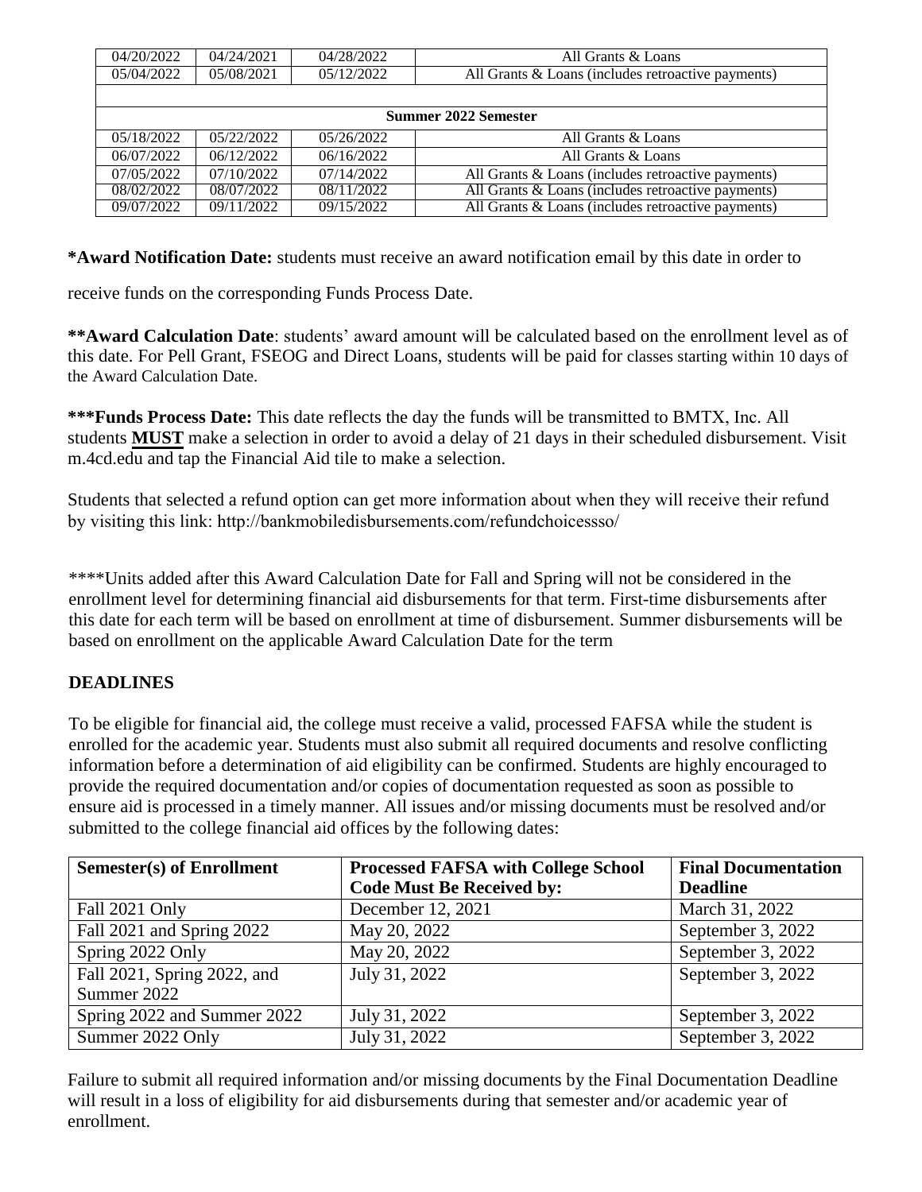| | | | |
|---|---|---|---|
| 04/20/2022 | 04/24/2021 | 04/28/2022 | All Grants & Loans |
| 05/04/2022 | 05/08/2021 | 05/12/2022 | All Grants & Loans (includes retroactive payments) |
| | | | |
| **Summer 2022 Semester** | | | |
| 05/18/2022 | 05/22/2022 | 05/26/2022 | All Grants & Loans |
| 06/07/2022 | 06/12/2022 | 06/16/2022 | All Grants & Loans |
| 07/05/2022 | 07/10/2022 | 07/14/2022 | All Grants & Loans (includes retroactive payments) |
| 08/02/2022 | 08/07/2022 | 08/11/2022 | All Grants & Loans (includes retroactive payments) |
| 09/07/2022 | 09/11/2022 | 09/15/2022 | All Grants & Loans (includes retroactive payments) |

**\*Award Notification Date:** students must receive an award notification email by this date in order to receive funds on the corresponding Funds Process Date.

**\*\*Award Calculation Date**: students' award amount will be calculated based on the enrollment level as of this date. For Pell Grant, FSEOG and Direct Loans, students will be paid for classes starting within 10 days of the Award Calculation Date.

**\*\*\*Funds Process Date:** This date reflects the day the funds will be transmitted to BMTX, Inc. All students **MUST** make a selection in order to avoid a delay of 21 days in their scheduled disbursement. Visit m.4cd.edu and tap the Financial Aid tile to make a selection.

Students that selected a refund option can get more information about when they will receive their refund by visiting this link: http://bankmobiledisbursements.com/refundchoicessso/

\*\*\*\*Units added after this Award Calculation Date for Fall and Spring will not be considered in the enrollment level for determining financial aid disbursements for that term. First-time disbursements after this date for each term will be based on enrollment at time of disbursement. Summer disbursements will be based on enrollment on the applicable Award Calculation Date for the term

## DEADLINES

To be eligible for financial aid, the college must receive a valid, processed FAFSA while the student is enrolled for the academic year. Students must also submit all required documents and resolve conflicting information before a determination of aid eligibility can be confirmed. Students are highly encouraged to provide the required documentation and/or copies of documentation requested as soon as possible to ensure aid is processed in a timely manner. All issues and/or missing documents must be resolved and/or submitted to the college financial aid offices by the following dates:

| Semester(s) of Enrollment | Processed FAFSA with College School Code Must Be Received by: | Final Documentation Deadline |
|---|---|---|
| Fall 2021 Only | December 12, 2021 | March 31, 2022 |
| Fall 2021 and Spring 2022 | May 20, 2022 | September 3, 2022 |
| Spring 2022 Only | May 20, 2022 | September 3, 2022 |
| Fall 2021, Spring 2022, and Summer 2022 | July 31, 2022 | September 3, 2022 |
| Spring 2022 and Summer 2022 | July 31, 2022 | September 3, 2022 |
| Summer 2022 Only | July 31, 2022 | September 3, 2022 |

Failure to submit all required information and/or missing documents by the Final Documentation Deadline will result in a loss of eligibility for aid disbursements during that semester and/or academic year of enrollment.